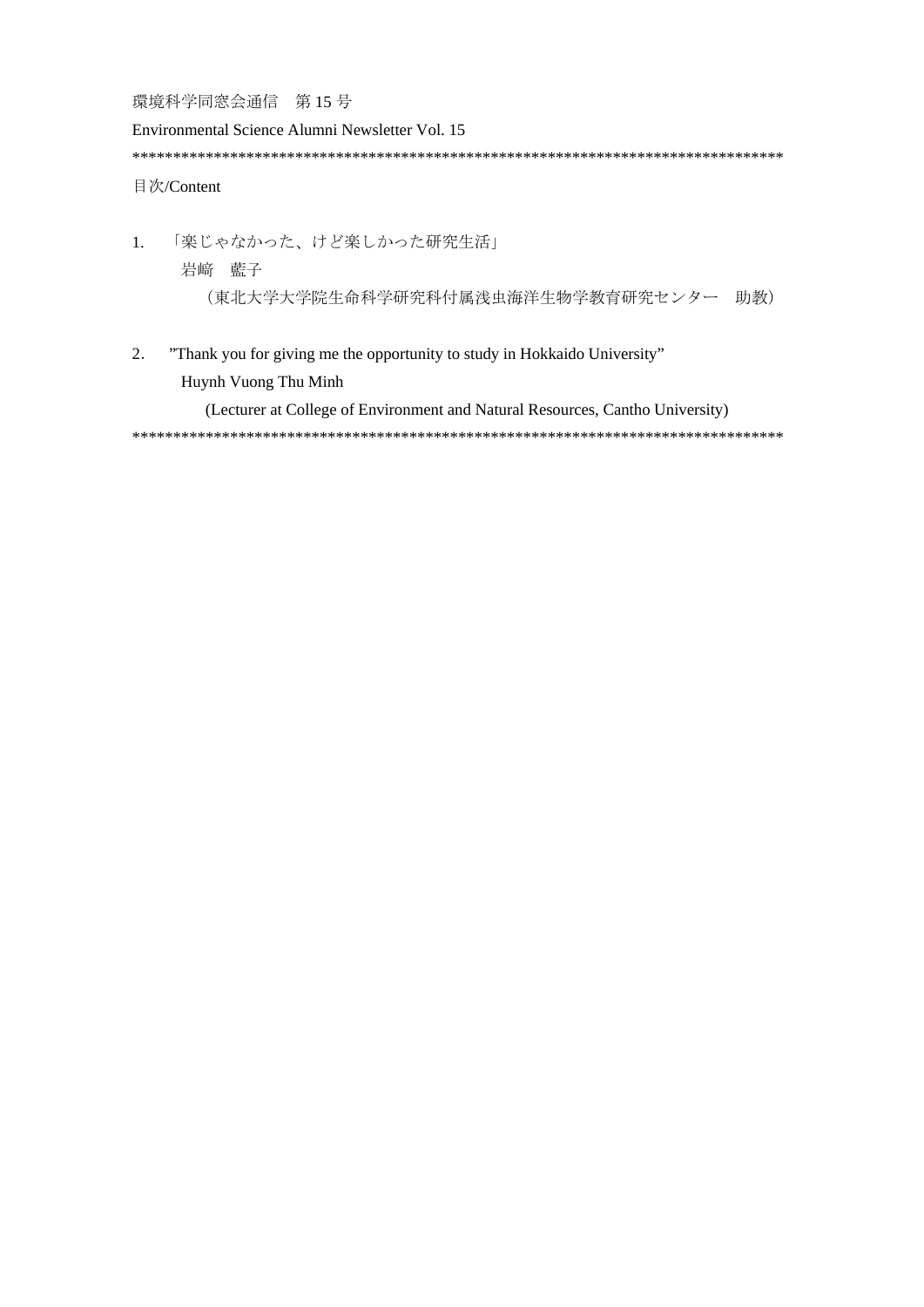環境科学同窓会通信　第 15 号

Environmental Science Alumni Newsletter Vol. 15

*********************************************************************************

目次/Content

1. 「楽じゃなかった、けど楽しかった研究生活」

   岩崎　藍子

   （東北大学大学院生命科学研究科付属浅虫海洋生物学教育研究センター　助教）

2. ”Thank you for giving me the opportunity to study in Hokkaido University”

   Huynh Vuong Thu Minh

   (Lecturer at College of Environment and Natural Resources, Cantho University)

*********************************************************************************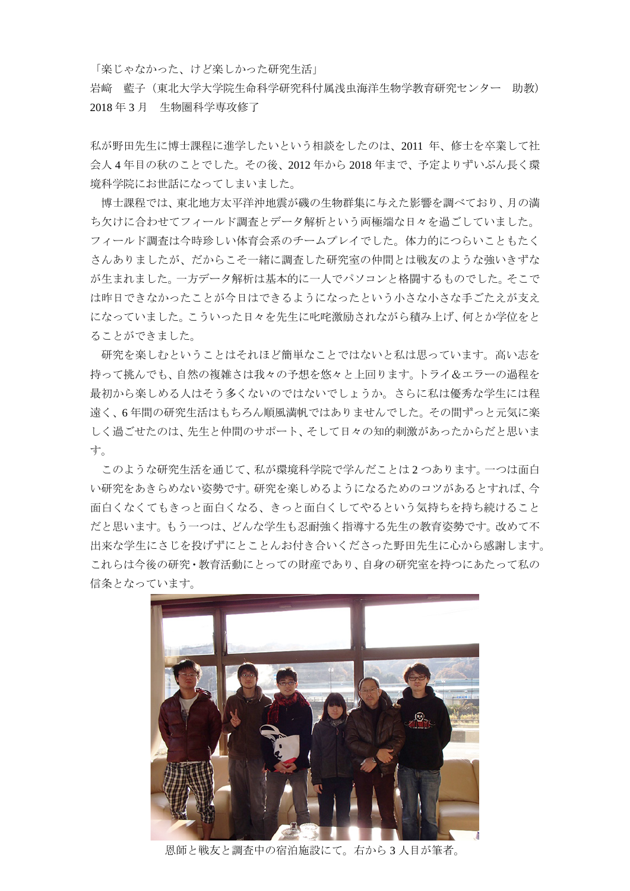「楽じゃなかった、けど楽しかった研究生活」

岩﨑　藍子（東北大学大学院生命科学研究科付属浅虫海洋生物学教育研究センター　助教）

2018 年 3 月　生物圏科学専攻修了

私が野田先生に博士課程に進学したいという相談をしたのは、2011 年、修士を卒業して社会人 4 年目の秋のことでした。その後、2012 年から 2018 年まで、予定よりずいぶん長く環境科学院にお世話になってしまいました。

博士課程では、東北地方太平洋沖地震が磯の生物群集に与えた影響を調べており、月の満ち欠けに合わせてフィールド調査とデータ解析という両極端な日々を過ごしていました。フィールド調査は今時珍しい体育会系のチームプレイでした。体力的につらいこともたくさんありましたが、だからこそ一緒に調査した研究室の仲間とは戦友のような強いきずなが生まれました。一方データ解析は基本的に一人でパソコンと格闘するものでした。そこでは昨日できなかったことが今日はできるようになったという小さな小さな手ごたえが支えになっていました。こういった日々を先生に叱咤激励されながら積み上げ、何とか学位をとることができました。

研究を楽しむということはそれほど簡単なことではないと私は思っています。高い志を持って挑んでも、自然の複雑さは我々の予想を悠々と上回ります。トライ＆エラーの過程を最初から楽しめる人はそう多くないのではないでしょうか。さらに私は優秀な学生には程遠く、6 年間の研究生活はもちろん順風満帆ではありませんでした。その間ずっと元気に楽しく過ごせたのは、先生と仲間のサポート、そして日々の知的刺激があったからだと思います。

このような研究生活を通じて、私が環境科学院で学んだことは 2 つあります。一つは面白い研究をあきらめない姿勢です。研究を楽しめるようになるためのコツがあるとすれば、今面白くなくてもきっと面白くなる、きっと面白くしてやるという気持ちを持ち続けることだと思います。もう一つは、どんな学生も忍耐強く指導する先生の教育姿勢です。改めて不出来な学生にさじを投げずにとことんお付き合いくださった野田先生に心から感謝します。これらは今後の研究・教育活動にとっての財産であり、自身の研究室を持つにあたって私の信条となっています。

恩師と戦友と調査中の宿泊施設にて。右から 3 人目が筆者。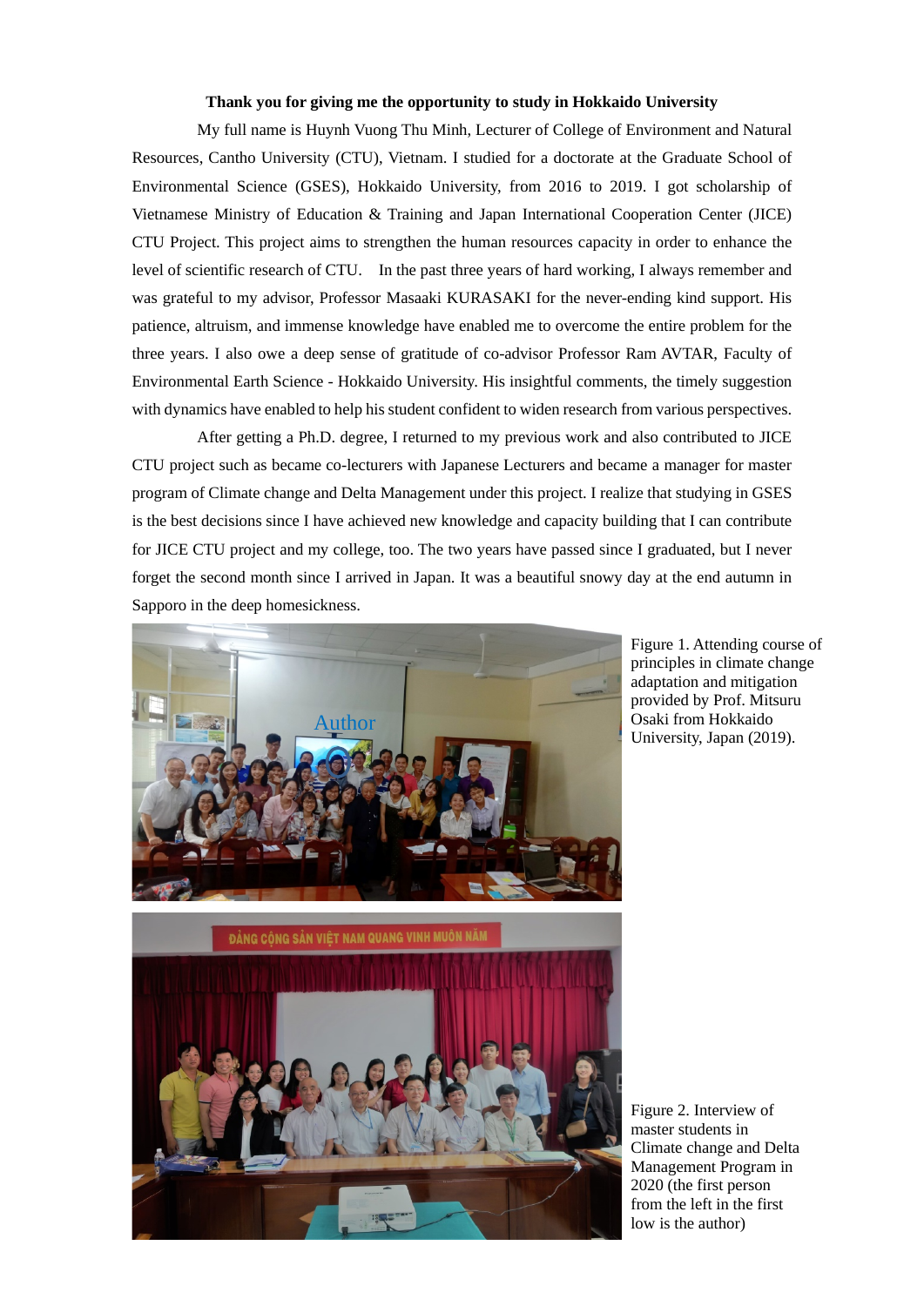**Thank you for giving me the opportunity to study in Hokkaido University**

My full name is Huynh Vuong Thu Minh, Lecturer of College of Environment and Natural Resources, Cantho University (CTU), Vietnam. I studied for a doctorate at the Graduate School of Environmental Science (GSES), Hokkaido University, from 2016 to 2019. I got scholarship of Vietnamese Ministry of Education & Training and Japan International Cooperation Center (JICE) CTU Project. This project aims to strengthen the human resources capacity in order to enhance the level of scientific research of CTU. In the past three years of hard working, I always remember and was grateful to my advisor, Professor Masaaki KURASAKI for the never-ending kind support. His patience, altruism, and immense knowledge have enabled me to overcome the entire problem for the three years. I also owe a deep sense of gratitude of co-advisor Professor Ram AVTAR, Faculty of Environmental Earth Science - Hokkaido University. His insightful comments, the timely suggestion with dynamics have enabled to help his student confident to widen research from various perspectives.

After getting a Ph.D. degree, I returned to my previous work and also contributed to JICE CTU project such as became co-lecturers with Japanese Lecturers and became a manager for master program of Climate change and Delta Management under this project. I realize that studying in GSES is the best decisions since I have achieved new knowledge and capacity building that I can contribute for JICE CTU project and my college, too. The two years have passed since I graduated, but I never forget the second month since I arrived in Japan. It was a beautiful snowy day at the end autumn in Sapporo in the deep homesickness.

Figure 1. Attending course of principles in climate change adaptation and mitigation provided by Prof. Mitsuru Osaki from Hokkaido University, Japan (2019).

Figure 2. Interview of master students in Climate change and Delta Management Program in 2020 (the first person from the left in the first low is the author)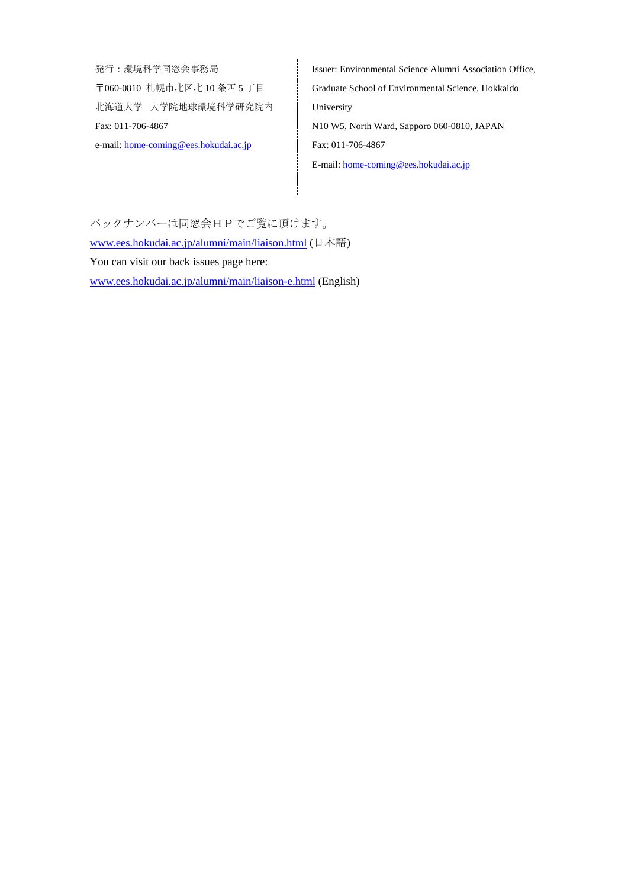発行：環境科学同窓会事務局

〒060-0810 札幌市北区北 10 条西 5 丁目

北海道大学 大学院地球環境科学研究院内

Fax: 011-706-4867

e-mail: home-coming@ees.hokudai.ac.jp

Issuer: Environmental Science Alumni Association Office, Graduate School of Environmental Science, Hokkaido University

N10 W5, North Ward, Sapporo 060-0810, JAPAN

Fax: 011-706-4867

E-mail: home-coming@ees.hokudai.ac.jp

バックナンバーは同窓会ＨＰでご覧に頂けます。

www.ees.hokudai.ac.jp/alumni/main/liaison.html (日本語)

You can visit our back issues page here:

www.ees.hokudai.ac.jp/alumni/main/liaison-e.html (English)